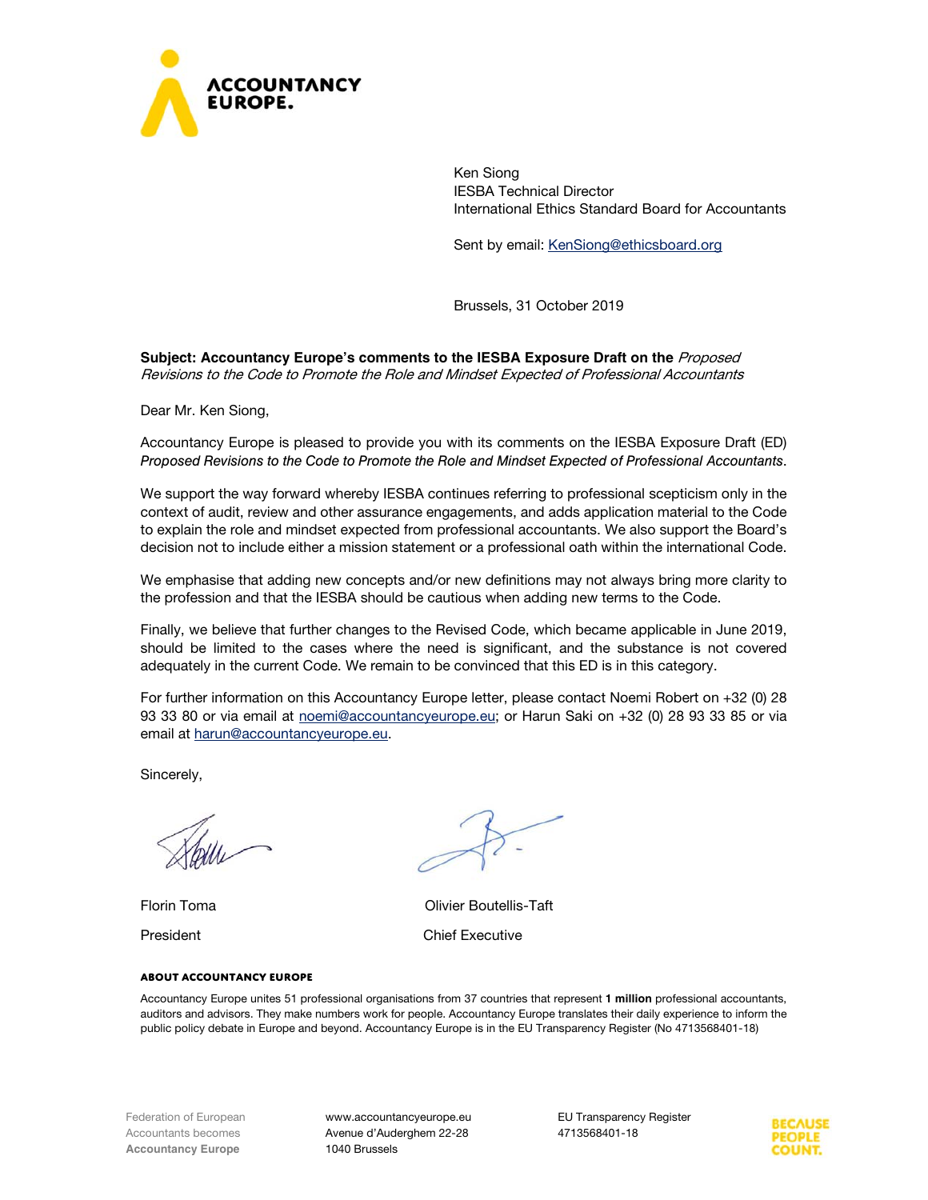Ken Siong
IESBA Technical Director
International Ethics Standard Board for Accountants

Sent by email: KenSiong@ethicsboard.org

Brussels, 31 October 2019

**Subject: Accountancy Europe's comments to the IESBA Exposure Draft on the** *Proposed Revisions to the Code to Promote the Role and Mindset Expected of Professional Accountants*

Dear Mr. Ken Siong,

Accountancy Europe is pleased to provide you with its comments on the IESBA Exposure Draft (ED) *Proposed Revisions to the Code to Promote the Role and Mindset Expected of Professional Accountants*.

We support the way forward whereby IESBA continues referring to professional scepticism only in the context of audit, review and other assurance engagements, and adds application material to the Code to explain the role and mindset expected from professional accountants. We also support the Board's decision not to include either a mission statement or a professional oath within the international Code.

We emphasise that adding new concepts and/or new definitions may not always bring more clarity to the profession and that the IESBA should be cautious when adding new terms to the Code.

Finally, we believe that further changes to the Revised Code, which became applicable in June 2019, should be limited to the cases where the need is significant, and the substance is not covered adequately in the current Code. We remain to be convinced that this ED is in this category.

For further information on this Accountancy Europe letter, please contact Noemi Robert on +32 (0) 28 93 33 80 or via email at noemi@accountancyeurope.eu; or Harun Saki on +32 (0) 28 93 33 85 or via email at harun@accountancyeurope.eu.

Sincerely,

| | |
|---|---|
| Florin Toma | Olivier Boutellis-Taft |
| President | Chief Executive |

**ABOUT ACCOUNTANCY EUROPE**

Accountancy Europe unites 51 professional organisations from 37 countries that represent **1 million** professional accountants, auditors and advisors. They make numbers work for people. Accountancy Europe translates their daily experience to inform the public policy debate in Europe and beyond. Accountancy Europe is in the EU Transparency Register (No 4713568401-18)

Federation of European Accountants becomes **Accountancy Europe**

www.accountancyeurope.eu
Avenue d'Auderghem 22-28
1040 Brussels

EU Transparency Register
4713568401-18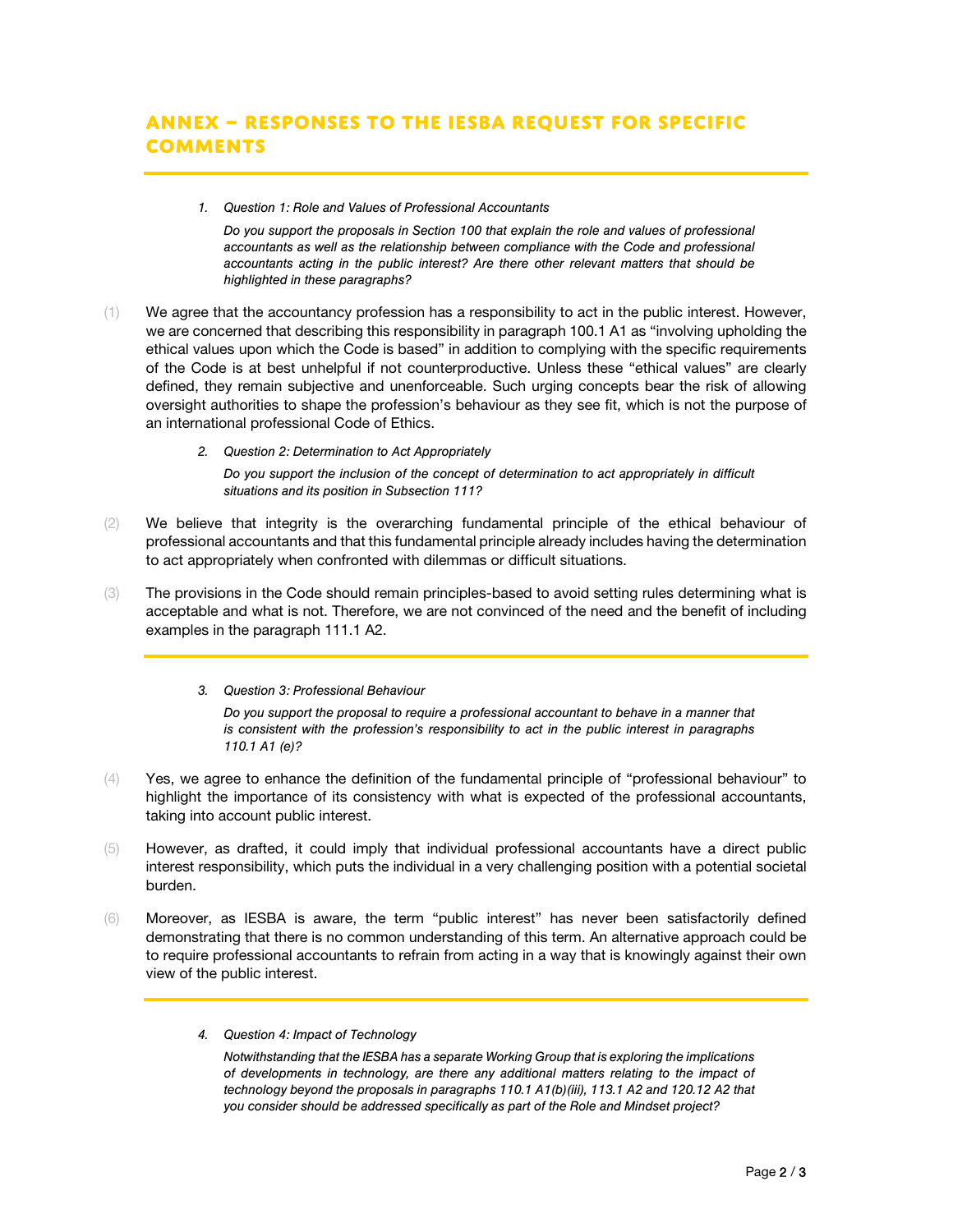# ANNEX – RESPONSES TO THE IESBA REQUEST FOR SPECIFIC COMMENTS

1. *Question 1: Role and Values of Professional Accountants*

   *Do you support the proposals in Section 100 that explain the role and values of professional accountants as well as the relationship between compliance with the Code and professional accountants acting in the public interest? Are there other relevant matters that should be highlighted in these paragraphs?*

(1) We agree that the accountancy profession has a responsibility to act in the public interest. However, we are concerned that describing this responsibility in paragraph 100.1 A1 as "involving upholding the ethical values upon which the Code is based" in addition to complying with the specific requirements of the Code is at best unhelpful if not counterproductive. Unless these "ethical values" are clearly defined, they remain subjective and unenforceable. Such urging concepts bear the risk of allowing oversight authorities to shape the profession's behaviour as they see fit, which is not the purpose of an international professional Code of Ethics.

2. *Question 2: Determination to Act Appropriately*

   *Do you support the inclusion of the concept of determination to act appropriately in difficult situations and its position in Subsection 111?*

(2) We believe that integrity is the overarching fundamental principle of the ethical behaviour of professional accountants and that this fundamental principle already includes having the determination to act appropriately when confronted with dilemmas or difficult situations.

(3) The provisions in the Code should remain principles-based to avoid setting rules determining what is acceptable and what is not. Therefore, we are not convinced of the need and the benefit of including examples in the paragraph 111.1 A2.

3. *Question 3: Professional Behaviour*

   *Do you support the proposal to require a professional accountant to behave in a manner that is consistent with the profession's responsibility to act in the public interest in paragraphs 110.1 A1 (e)?*

(4) Yes, we agree to enhance the definition of the fundamental principle of "professional behaviour" to highlight the importance of its consistency with what is expected of the professional accountants, taking into account public interest.

(5) However, as drafted, it could imply that individual professional accountants have a direct public interest responsibility, which puts the individual in a very challenging position with a potential societal burden.

(6) Moreover, as IESBA is aware, the term "public interest" has never been satisfactorily defined demonstrating that there is no common understanding of this term. An alternative approach could be to require professional accountants to refrain from acting in a way that is knowingly against their own view of the public interest.

4. *Question 4: Impact of Technology*

   *Notwithstanding that the IESBA has a separate Working Group that is exploring the implications of developments in technology, are there any additional matters relating to the impact of technology beyond the proposals in paragraphs 110.1 A1(b)(iii), 113.1 A2 and 120.12 A2 that you consider should be addressed specifically as part of the Role and Mindset project?*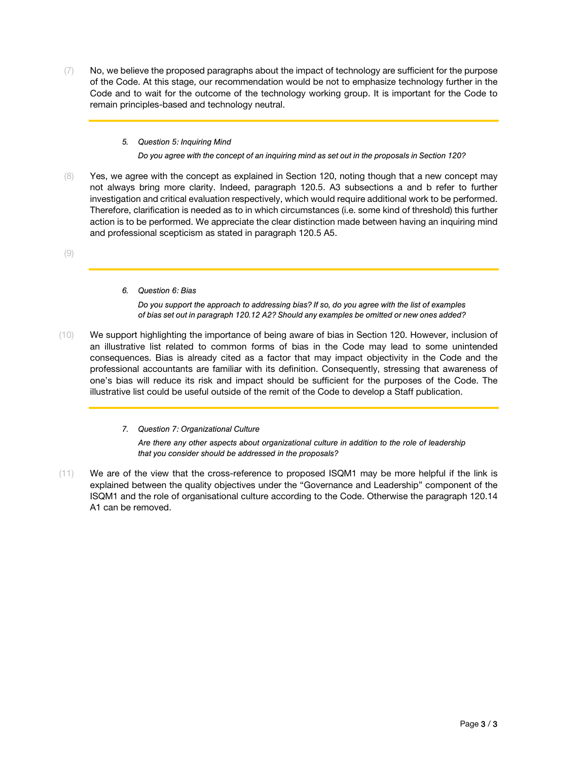(7) No, we believe the proposed paragraphs about the impact of technology are sufficient for the purpose of the Code. At this stage, our recommendation would be not to emphasize technology further in the Code and to wait for the outcome of the technology working group. It is important for the Code to remain principles-based and technology neutral.

---

5. *Question 5: Inquiring Mind*

   *Do you agree with the concept of an inquiring mind as set out in the proposals in Section 120?*

(8) Yes, we agree with the concept as explained in Section 120, noting though that a new concept may not always bring more clarity. Indeed, paragraph 120.5. A3 subsections a and b refer to further investigation and critical evaluation respectively, which would require additional work to be performed. Therefore, clarification is needed as to in which circumstances (i.e. some kind of threshold) this further action is to be performed. We appreciate the clear distinction made between having an inquiring mind and professional scepticism as stated in paragraph 120.5 A5.

(9)

---

6. *Question 6: Bias*

   *Do you support the approach to addressing bias? If so, do you agree with the list of examples of bias set out in paragraph 120.12 A2? Should any examples be omitted or new ones added?*

(10) We support highlighting the importance of being aware of bias in Section 120. However, inclusion of an illustrative list related to common forms of bias in the Code may lead to some unintended consequences. Bias is already cited as a factor that may impact objectivity in the Code and the professional accountants are familiar with its definition. Consequently, stressing that awareness of one's bias will reduce its risk and impact should be sufficient for the purposes of the Code. The illustrative list could be useful outside of the remit of the Code to develop a Staff publication.

---

7. *Question 7: Organizational Culture*

   *Are there any other aspects about organizational culture in addition to the role of leadership that you consider should be addressed in the proposals?*

(11) We are of the view that the cross-reference to proposed ISQM1 may be more helpful if the link is explained between the quality objectives under the "Governance and Leadership" component of the ISQM1 and the role of organisational culture according to the Code. Otherwise the paragraph 120.14 A1 can be removed.